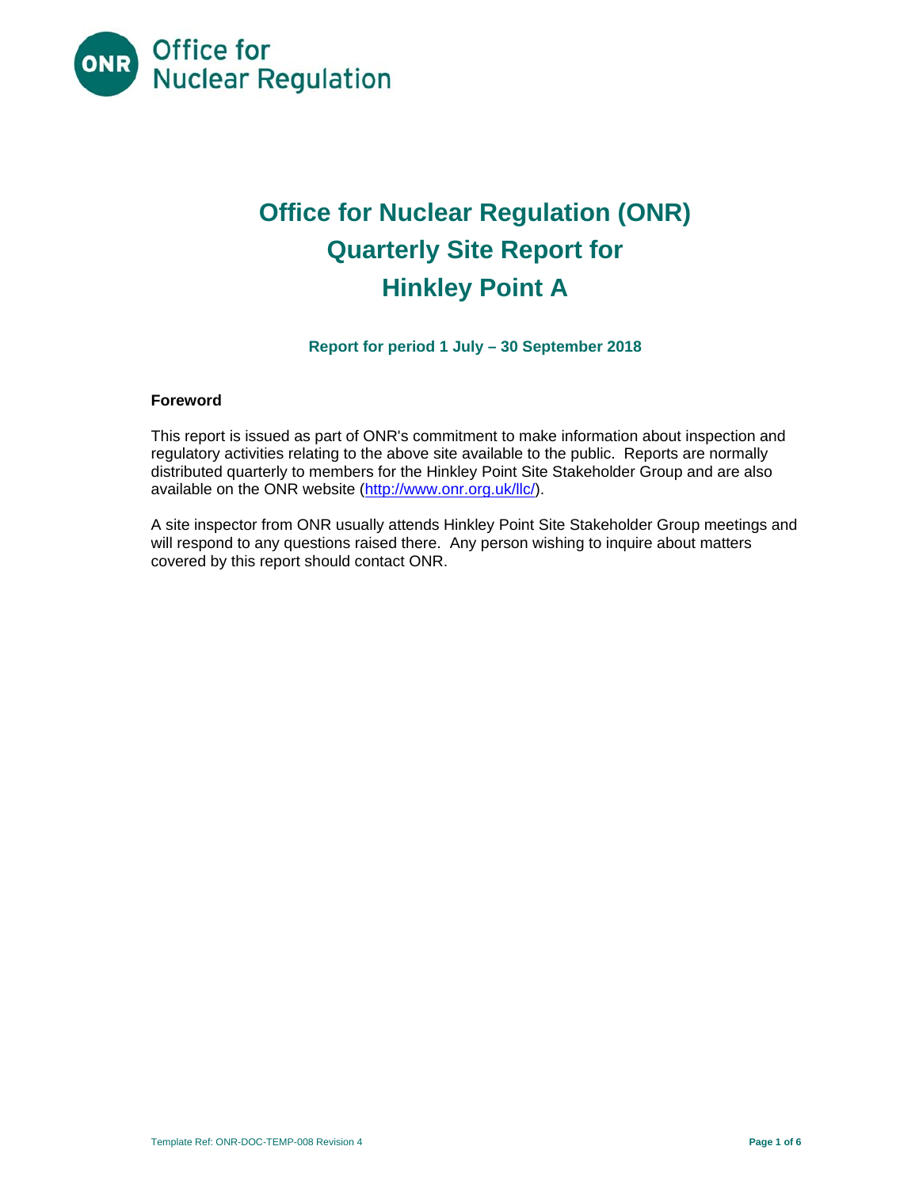Office for Nuclear Regulation

# Office for Nuclear Regulation (ONR) Quarterly Site Report for Hinkley Point A

**Report for period 1 July – 30 September 2018**

### Foreword

This report is issued as part of ONR's commitment to make information about inspection and regulatory activities relating to the above site available to the public. Reports are normally distributed quarterly to members for the Hinkley Point Site Stakeholder Group and are also available on the ONR website (http://www.onr.org.uk/llc/).

A site inspector from ONR usually attends Hinkley Point Site Stakeholder Group meetings and will respond to any questions raised there. Any person wishing to inquire about matters covered by this report should contact ONR.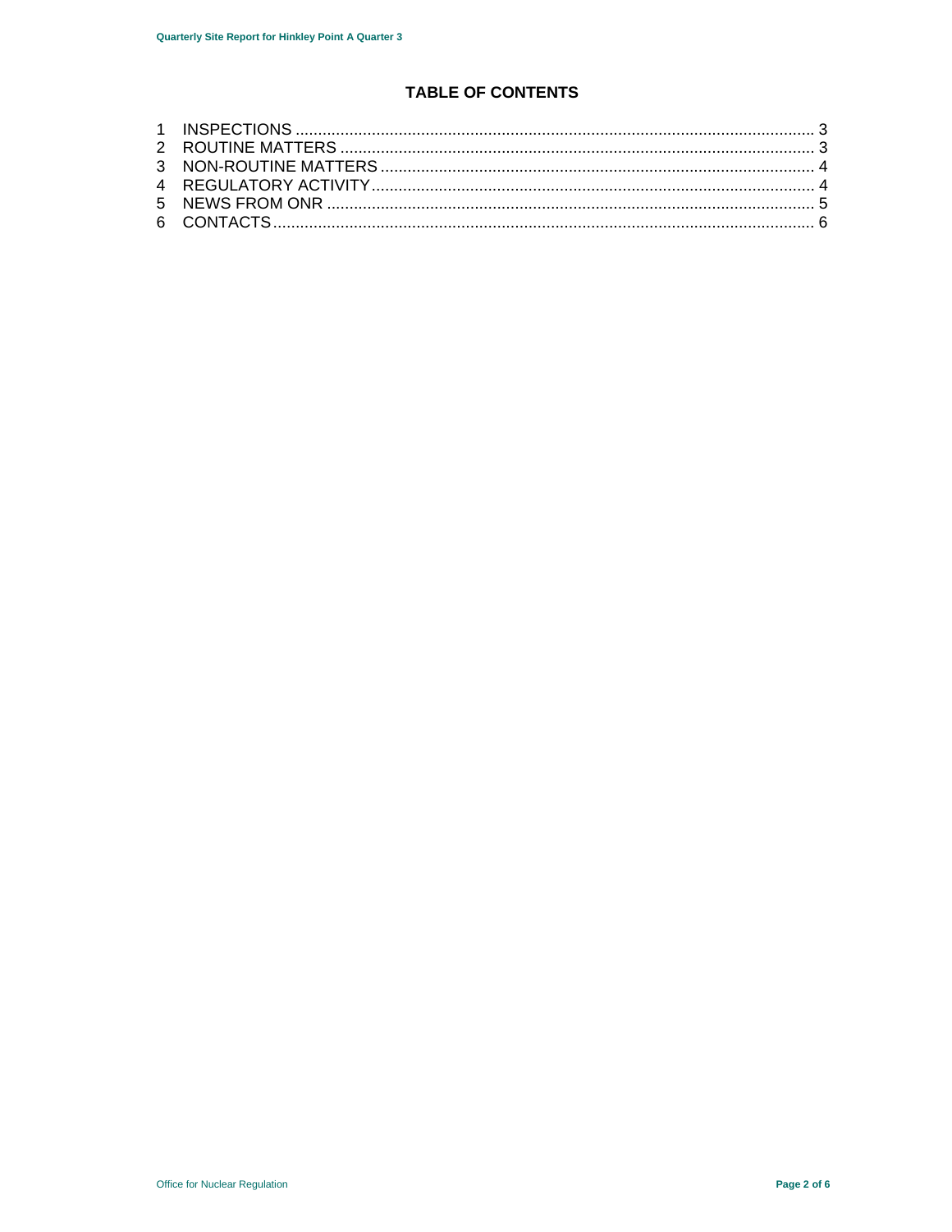## TABLE OF CONTENTS

1 INSPECTIONS .................................................................................................................. 3
2 ROUTINE MATTERS ........................................................................................................ 3
3 NON-ROUTINE MATTERS ................................................................................................ 4
4 REGULATORY ACTIVITY .................................................................................................. 4
5 NEWS FROM ONR ........................................................................................................... 5
6 CONTACTS ....................................................................................................................... 6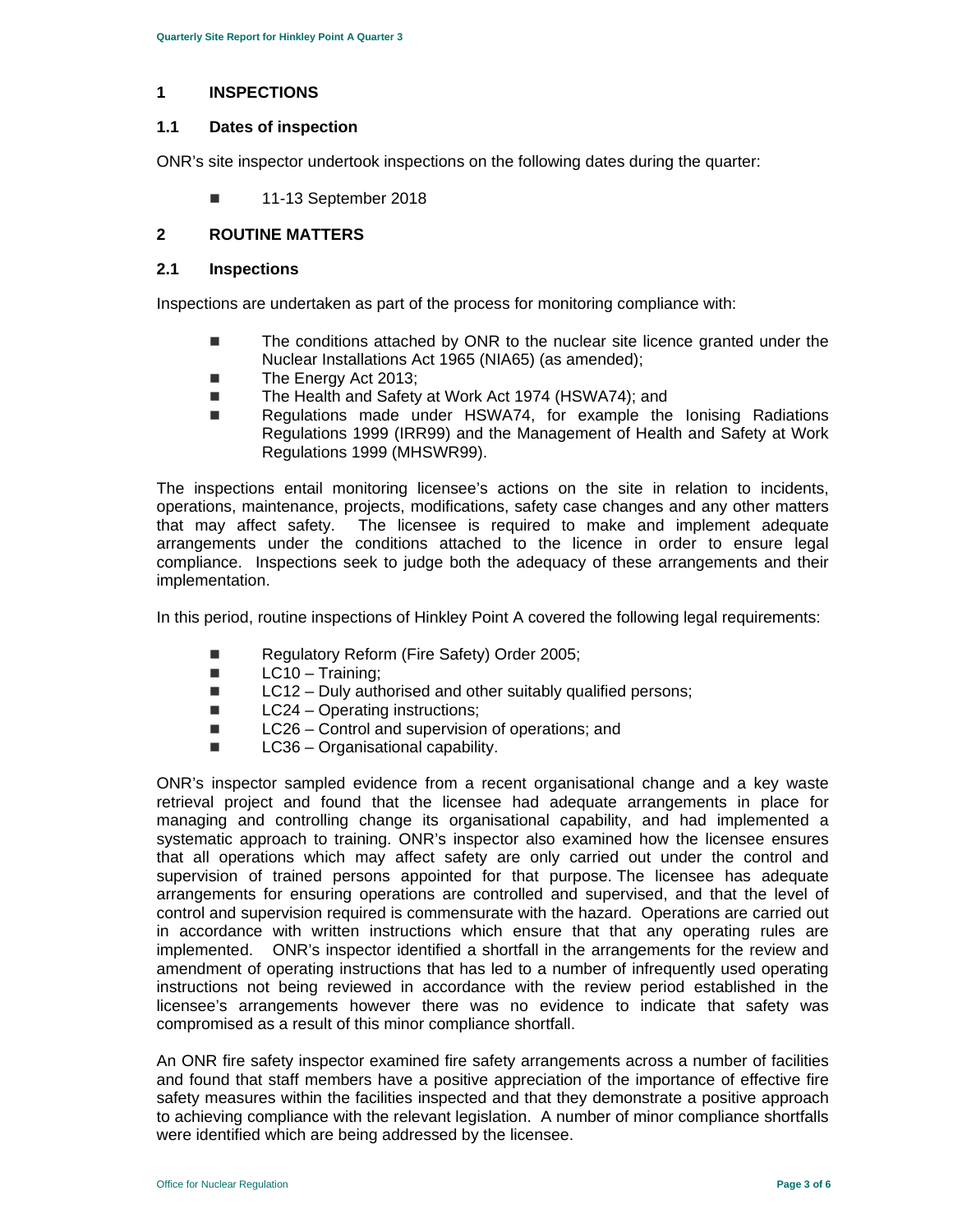## 1 INSPECTIONS

### 1.1 Dates of inspection

ONR's site inspector undertook inspections on the following dates during the quarter:

- 11-13 September 2018

## 2 ROUTINE MATTERS

### 2.1 Inspections

Inspections are undertaken as part of the process for monitoring compliance with:

- The conditions attached by ONR to the nuclear site licence granted under the Nuclear Installations Act 1965 (NIA65) (as amended);
- The Energy Act 2013;
- The Health and Safety at Work Act 1974 (HSWA74); and
- Regulations made under HSWA74, for example the Ionising Radiations Regulations 1999 (IRR99) and the Management of Health and Safety at Work Regulations 1999 (MHSWR99).

The inspections entail monitoring licensee's actions on the site in relation to incidents, operations, maintenance, projects, modifications, safety case changes and any other matters that may affect safety. The licensee is required to make and implement adequate arrangements under the conditions attached to the licence in order to ensure legal compliance. Inspections seek to judge both the adequacy of these arrangements and their implementation.

In this period, routine inspections of Hinkley Point A covered the following legal requirements:

- Regulatory Reform (Fire Safety) Order 2005;
- LC10 – Training;
- LC12 – Duly authorised and other suitably qualified persons;
- LC24 – Operating instructions;
- LC26 – Control and supervision of operations; and
- LC36 – Organisational capability.

ONR's inspector sampled evidence from a recent organisational change and a key waste retrieval project and found that the licensee had adequate arrangements in place for managing and controlling change its organisational capability, and had implemented a systematic approach to training. ONR's inspector also examined how the licensee ensures that all operations which may affect safety are only carried out under the control and supervision of trained persons appointed for that purpose. The licensee has adequate arrangements for ensuring operations are controlled and supervised, and that the level of control and supervision required is commensurate with the hazard. Operations are carried out in accordance with written instructions which ensure that that any operating rules are implemented. ONR's inspector identified a shortfall in the arrangements for the review and amendment of operating instructions that has led to a number of infrequently used operating instructions not being reviewed in accordance with the review period established in the licensee's arrangements however there was no evidence to indicate that safety was compromised as a result of this minor compliance shortfall.

An ONR fire safety inspector examined fire safety arrangements across a number of facilities and found that staff members have a positive appreciation of the importance of effective fire safety measures within the facilities inspected and that they demonstrate a positive approach to achieving compliance with the relevant legislation. A number of minor compliance shortfalls were identified which are being addressed by the licensee.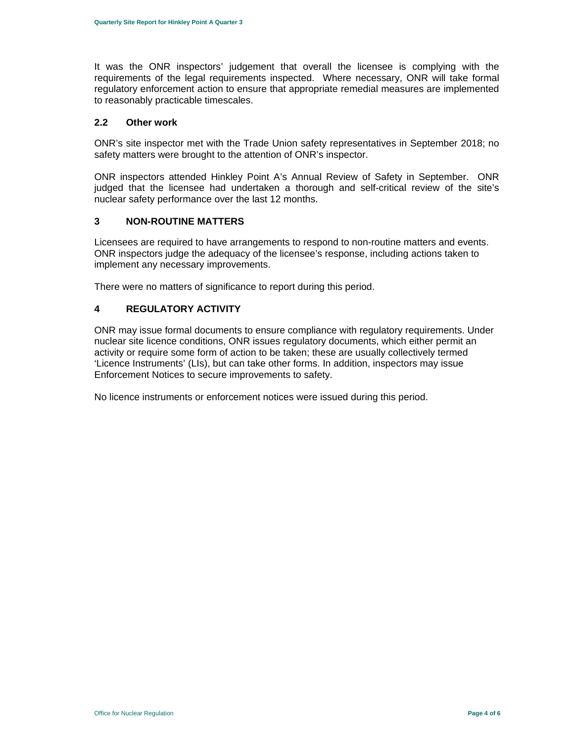It was the ONR inspectors' judgement that overall the licensee is complying with the requirements of the legal requirements inspected. Where necessary, ONR will take formal regulatory enforcement action to ensure that appropriate remedial measures are implemented to reasonably practicable timescales.

## 2.2 Other work

ONR's site inspector met with the Trade Union safety representatives in September 2018; no safety matters were brought to the attention of ONR's inspector.

ONR inspectors attended Hinkley Point A's Annual Review of Safety in September. ONR judged that the licensee had undertaken a thorough and self-critical review of the site's nuclear safety performance over the last 12 months.

# 3 NON-ROUTINE MATTERS

Licensees are required to have arrangements to respond to non-routine matters and events. ONR inspectors judge the adequacy of the licensee's response, including actions taken to implement any necessary improvements.

There were no matters of significance to report during this period.

# 4 REGULATORY ACTIVITY

ONR may issue formal documents to ensure compliance with regulatory requirements. Under nuclear site licence conditions, ONR issues regulatory documents, which either permit an activity or require some form of action to be taken; these are usually collectively termed 'Licence Instruments' (LIs), but can take other forms. In addition, inspectors may issue Enforcement Notices to secure improvements to safety.

No licence instruments or enforcement notices were issued during this period.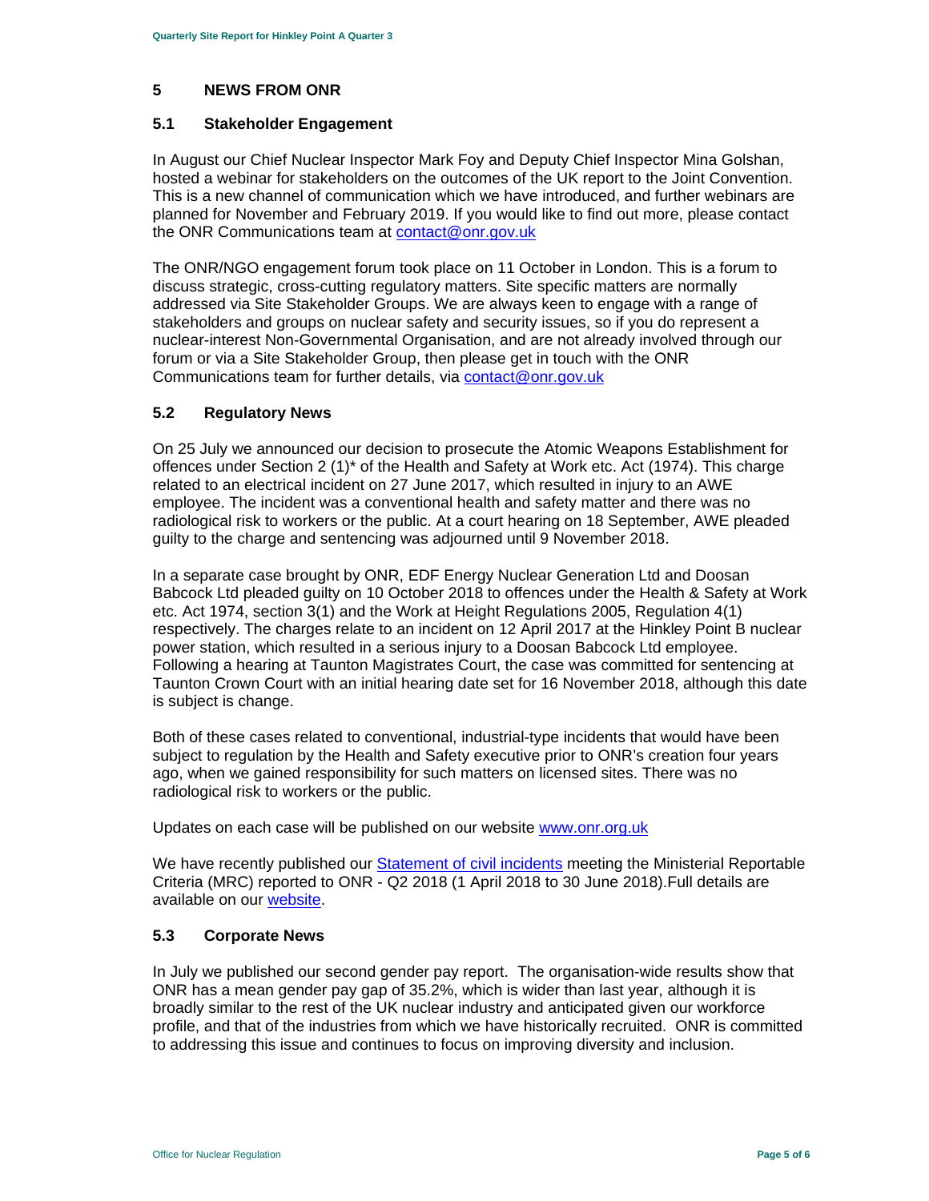## 5 NEWS FROM ONR

### 5.1 Stakeholder Engagement

In August our Chief Nuclear Inspector Mark Foy and Deputy Chief Inspector Mina Golshan, hosted a webinar for stakeholders on the outcomes of the UK report to the Joint Convention. This is a new channel of communication which we have introduced, and further webinars are planned for November and February 2019. If you would like to find out more, please contact the ONR Communications team at [contact@onr.gov.uk](mailto:contact@onr.gov.uk)

The ONR/NGO engagement forum took place on 11 October in London. This is a forum to discuss strategic, cross-cutting regulatory matters. Site specific matters are normally addressed via Site Stakeholder Groups. We are always keen to engage with a range of stakeholders and groups on nuclear safety and security issues, so if you do represent a nuclear-interest Non-Governmental Organisation, and are not already involved through our forum or via a Site Stakeholder Group, then please get in touch with the ONR Communications team for further details, via [contact@onr.gov.uk](mailto:contact@onr.gov.uk)

### 5.2 Regulatory News

On 25 July we announced our decision to prosecute the Atomic Weapons Establishment for offences under Section 2 (1)* of the Health and Safety at Work etc. Act (1974). This charge related to an electrical incident on 27 June 2017, which resulted in injury to an AWE employee. The incident was a conventional health and safety matter and there was no radiological risk to workers or the public. At a court hearing on 18 September, AWE pleaded guilty to the charge and sentencing was adjourned until 9 November 2018.

In a separate case brought by ONR, EDF Energy Nuclear Generation Ltd and Doosan Babcock Ltd pleaded guilty on 10 October 2018 to offences under the Health & Safety at Work etc. Act 1974, section 3(1) and the Work at Height Regulations 2005, Regulation 4(1) respectively. The charges relate to an incident on 12 April 2017 at the Hinkley Point B nuclear power station, which resulted in a serious injury to a Doosan Babcock Ltd employee. Following a hearing at Taunton Magistrates Court, the case was committed for sentencing at Taunton Crown Court with an initial hearing date set for 16 November 2018, although this date is subject is change.

Both of these cases related to conventional, industrial-type incidents that would have been subject to regulation by the Health and Safety executive prior to ONR's creation four years ago, when we gained responsibility for such matters on licensed sites. There was no radiological risk to workers or the public.

Updates on each case will be published on our website [www.onr.org.uk](http://www.onr.org.uk)

We have recently published our [Statement of civil incidents]() meeting the Ministerial Reportable Criteria (MRC) reported to ONR - Q2 2018 (1 April 2018 to 30 June 2018).Full details are available on our [website]().

### 5.3 Corporate News

In July we published our second gender pay report. The organisation-wide results show that ONR has a mean gender pay gap of 35.2%, which is wider than last year, although it is broadly similar to the rest of the UK nuclear industry and anticipated given our workforce profile, and that of the industries from which we have historically recruited. ONR is committed to addressing this issue and continues to focus on improving diversity and inclusion.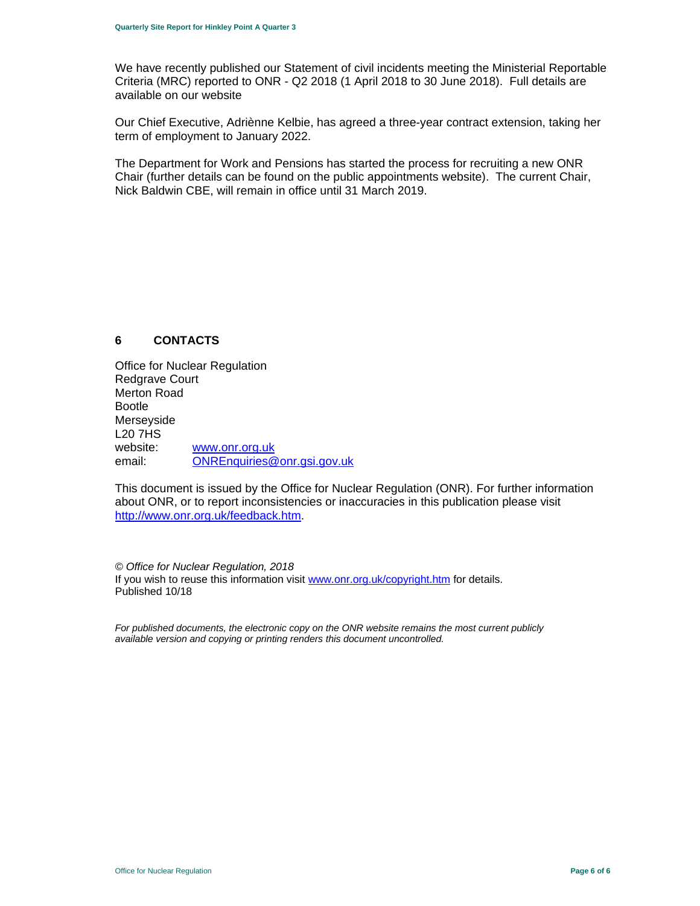We have recently published our Statement of civil incidents meeting the Ministerial Reportable Criteria (MRC) reported to ONR - Q2 2018 (1 April 2018 to 30 June 2018). Full details are available on our website

Our Chief Executive, Adriènne Kelbie, has agreed a three-year contract extension, taking her term of employment to January 2022.

The Department for Work and Pensions has started the process for recruiting a new ONR Chair (further details can be found on the public appointments website). The current Chair, Nick Baldwin CBE, will remain in office until 31 March 2019.

## 6 CONTACTS

Office for Nuclear Regulation
Redgrave Court
Merton Road
Bootle
Merseyside
L20 7HS
website: www.onr.org.uk
email: ONREnquiries@onr.gsi.gov.uk

This document is issued by the Office for Nuclear Regulation (ONR). For further information about ONR, or to report inconsistencies or inaccuracies in this publication please visit http://www.onr.org.uk/feedback.htm.

*© Office for Nuclear Regulation, 2018*
If you wish to reuse this information visit www.onr.org.uk/copyright.htm for details.
Published 10/18

*For published documents, the electronic copy on the ONR website remains the most current publicly available version and copying or printing renders this document uncontrolled.*